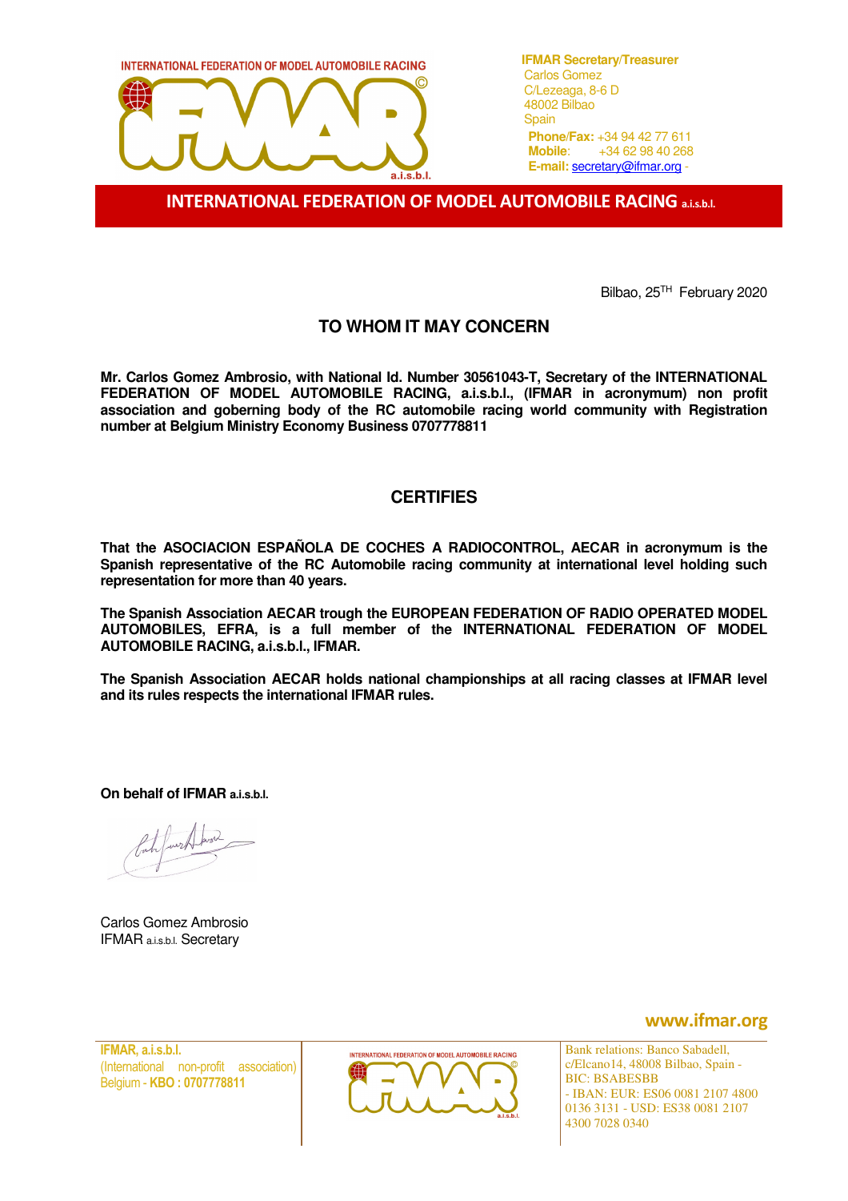INTERNATIONAL FEDERATION OF MODEL AUTOMOBILE RACING

**IFMAR Secretary/Treasurer**
Carlos Gomez
C/Lezeaga, 8-6 D
48002 Bilbao
Spain
**Phone/Fax:** +34 94 42 77 611
**Mobile**: +34 62 98 40 268
**E-mail:** secretary@ifmar.org -

**INTERNATIONAL FEDERATION OF MODEL AUTOMOBILE RACING a.i.s.b.l.**

Bilbao, 25TH February 2020

## TO WHOM IT MAY CONCERN

**Mr. Carlos Gomez Ambrosio, with National Id. Number 30561043-T, Secretary of the INTERNATIONAL FEDERATION OF MODEL AUTOMOBILE RACING, a.i.s.b.l., (IFMAR in acronymum) non profit association and gobernin body of the RC automobile racing world community with Registration number at Belgium Ministry Economy Business 0707778811**

## CERTIFIES

**That the ASOCIACION ESPAÑOLA DE COCHES A RADIOCONTROL, AECAR in acronymum is the Spanish representative of the RC Automobile racing community at international level holding such representation for more than 40 years.**

**The Spanish Association AECAR trough the EUROPEAN FEDERATION OF RADIO OPERATED MODEL AUTOMOBILES, EFRA, is a full member of the INTERNATIONAL FEDERATION OF MODEL AUTOMOBILE RACING, a.i.s.b.l., IFMAR.**

**The Spanish Association AECAR holds national championships at all racing classes at IFMAR level and its rules respects the international IFMAR rules.**

**On behalf of IFMAR a.i.s.b.l.**

Carlos Gomez Ambrosio
IFMAR a.i.s.b.l. Secretary

www.ifmar.org

**IFMAR, a.i.s.b.l.**
(International non-profit association)
Belgium - **KBO : 0707778811**

Bank relations: Banco Sabadell, c/Elcano14, 48008 Bilbao, Spain - BIC: BSABESBB
- IBAN: EUR: ES06 0081 2107 4800 0136 3131 - USD: ES38 0081 2107 4300 7028 0340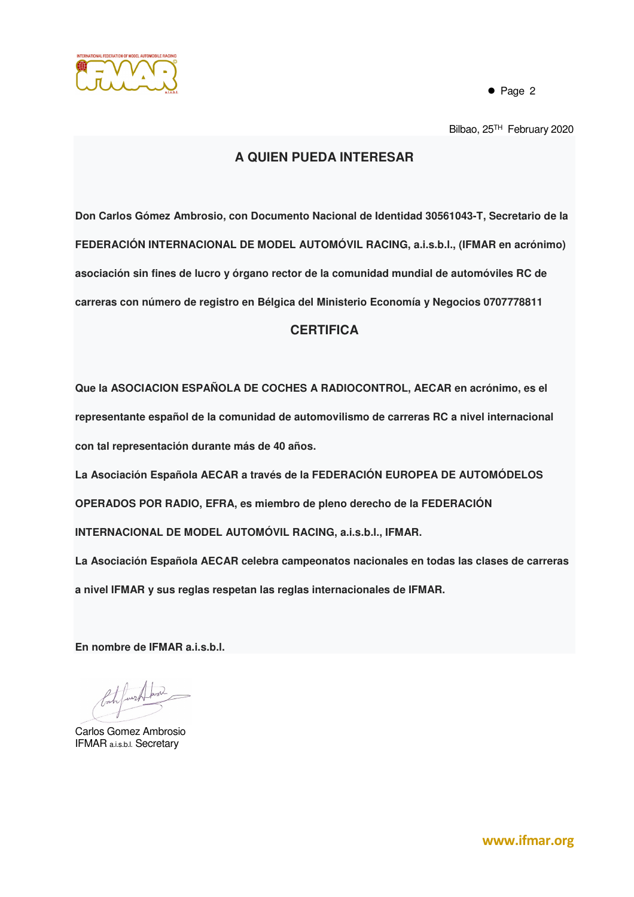Bilbao, 25TH February 2020

## A QUIEN PUEDA INTERESAR

**Don Carlos Gómez Ambrosio, con Documento Nacional de Identidad 30561043-T, Secretario de la FEDERACIÓN INTERNACIONAL DE MODEL AUTOMÓVIL RACING, a.i.s.b.l., (IFMAR en acrónimo) asociación sin fines de lucro y órgano rector de la comunidad mundial de automóviles RC de carreras con número de registro en Bélgica del Ministerio Economía y Negocios 0707778811**

## CERTIFICA

**Que la ASOCIACION ESPAÑOLA DE COCHES A RADIOCONTROL, AECAR en acrónimo, es el representante español de la comunidad de automovilismo de carreras RC a nivel internacional con tal representación durante más de 40 años.**

**La Asociación Española AECAR a través de la FEDERACIÓN EUROPEA DE AUTOMÓDELOS OPERADOS POR RADIO, EFRA, es miembro de pleno derecho de la FEDERACIÓN INTERNACIONAL DE MODEL AUTOMÓVIL RACING, a.i.s.b.l., IFMAR.**

**La Asociación Española AECAR celebra campeonatos nacionales en todas las clases de carreras a nivel IFMAR y sus reglas respetan las reglas internacionales de IFMAR.**

**En nombre de IFMAR a.i.s.b.l.**

Carlos Gomez Ambrosio
IFMAR a.i.s.b.l. Secretary

www.ifmar.org